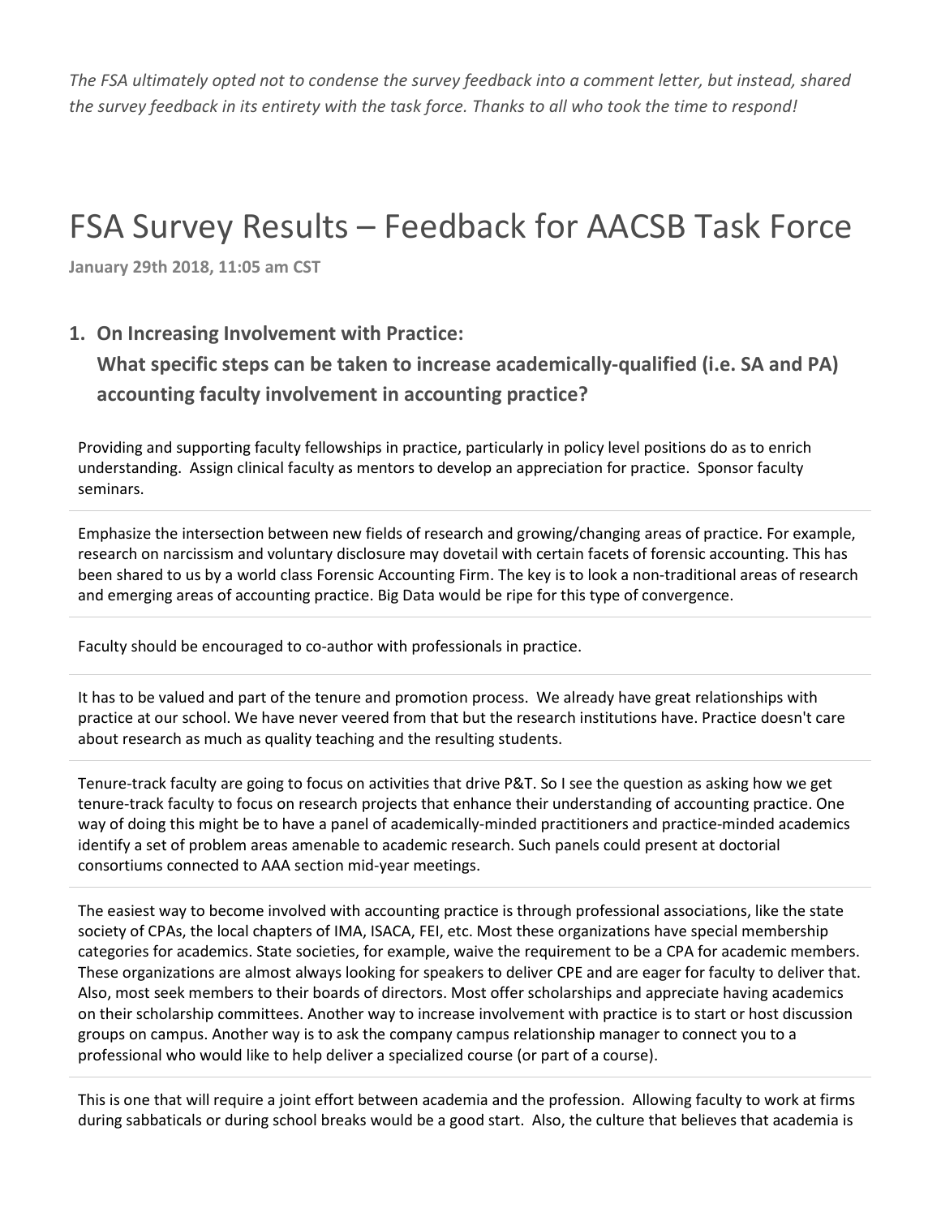*The FSA ultimately opted not to condense the survey feedback into a comment letter, but instead, shared the survey feedback in its entirety with the task force. Thanks to all who took the time to respond!*

# FSA Survey Results – Feedback for AACSB Task Force

**January 29th 2018, 11:05 am CST**

## 1. On Increasing Involvement with Practice: What specific steps can be taken to increase academically-qualified (i.e. SA and PA) accounting faculty involvement in accounting practice?

Providing and supporting faculty fellowships in practice, particularly in policy level positions do as to enrich understanding. Assign clinical faculty as mentors to develop an appreciation for practice. Sponsor faculty seminars.

---

Emphasize the intersection between new fields of research and growing/changing areas of practice. For example, research on narcissism and voluntary disclosure may dovetail with certain facets of forensic accounting. This has been shared to us by a world class Forensic Accounting Firm. The key is to look a non-traditional areas of research and emerging areas of accounting practice. Big Data would be ripe for this type of convergence.

---

Faculty should be encouraged to co-author with professionals in practice.

---

It has to be valued and part of the tenure and promotion process. We already have great relationships with practice at our school. We have never veered from that but the research institutions have. Practice doesn't care about research as much as quality teaching and the resulting students.

---

Tenure-track faculty are going to focus on activities that drive P&T. So I see the question as asking how we get tenure-track faculty to focus on research projects that enhance their understanding of accounting practice. One way of doing this might be to have a panel of academically-minded practitioners and practice-minded academics identify a set of problem areas amenable to academic research. Such panels could present at doctorial consortiums connected to AAA section mid-year meetings.

---

The easiest way to become involved with accounting practice is through professional associations, like the state society of CPAs, the local chapters of IMA, ISACA, FEI, etc. Most these organizations have special membership categories for academics. State societies, for example, waive the requirement to be a CPA for academic members. These organizations are almost always looking for speakers to deliver CPE and are eager for faculty to deliver that. Also, most seek members to their boards of directors. Most offer scholarships and appreciate having academics on their scholarship committees. Another way to increase involvement with practice is to start or host discussion groups on campus. Another way is to ask the company campus relationship manager to connect you to a professional who would like to help deliver a specialized course (or part of a course).

---

This is one that will require a joint effort between academia and the profession. Allowing faculty to work at firms during sabbaticals or during school breaks would be a good start. Also, the culture that believes that academia is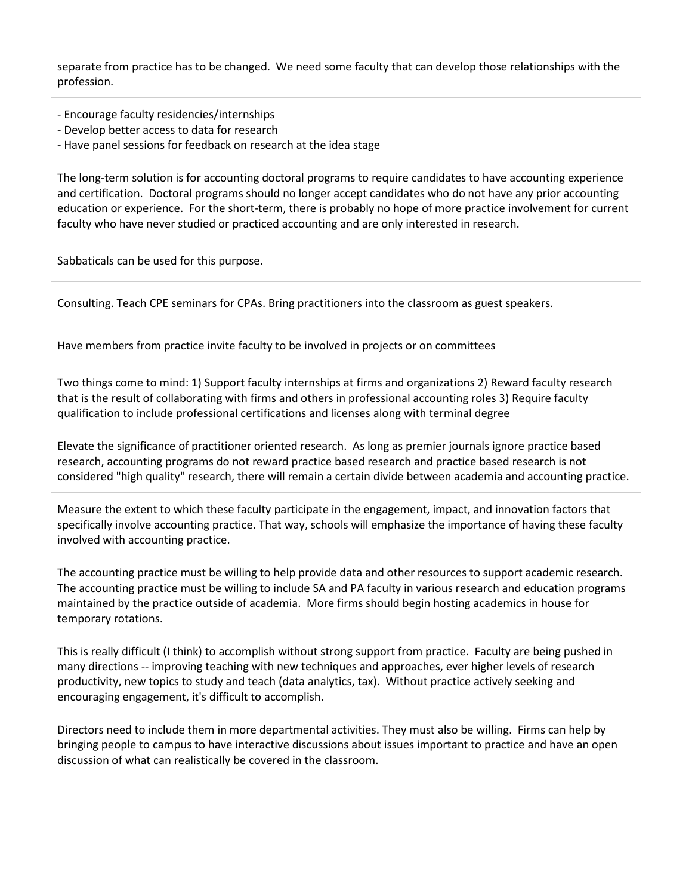separate from practice has to be changed. We need some faculty that can develop those relationships with the profession.

---

- Encourage faculty residencies/internships
- Develop better access to data for research
- Have panel sessions for feedback on research at the idea stage

---

The long-term solution is for accounting doctoral programs to require candidates to have accounting experience and certification. Doctoral programs should no longer accept candidates who do not have any prior accounting education or experience. For the short-term, there is probably no hope of more practice involvement for current faculty who have never studied or practiced accounting and are only interested in research.

---

Sabbaticals can be used for this purpose.

---

Consulting. Teach CPE seminars for CPAs. Bring practitioners into the classroom as guest speakers.

---

Have members from practice invite faculty to be involved in projects or on committees

---

Two things come to mind: 1) Support faculty internships at firms and organizations 2) Reward faculty research that is the result of collaborating with firms and others in professional accounting roles 3) Require faculty qualification to include professional certifications and licenses along with terminal degree

---

Elevate the significance of practitioner oriented research. As long as premier journals ignore practice based research, accounting programs do not reward practice based research and practice based research is not considered "high quality" research, there will remain a certain divide between academia and accounting practice.

---

Measure the extent to which these faculty participate in the engagement, impact, and innovation factors that specifically involve accounting practice. That way, schools will emphasize the importance of having these faculty involved with accounting practice.

---

The accounting practice must be willing to help provide data and other resources to support academic research. The accounting practice must be willing to include SA and PA faculty in various research and education programs maintained by the practice outside of academia. More firms should begin hosting academics in house for temporary rotations.

---

This is really difficult (I think) to accomplish without strong support from practice. Faculty are being pushed in many directions -- improving teaching with new techniques and approaches, ever higher levels of research productivity, new topics to study and teach (data analytics, tax). Without practice actively seeking and encouraging engagement, it's difficult to accomplish.

---

Directors need to include them in more departmental activities. They must also be willing. Firms can help by bringing people to campus to have interactive discussions about issues important to practice and have an open discussion of what can realistically be covered in the classroom.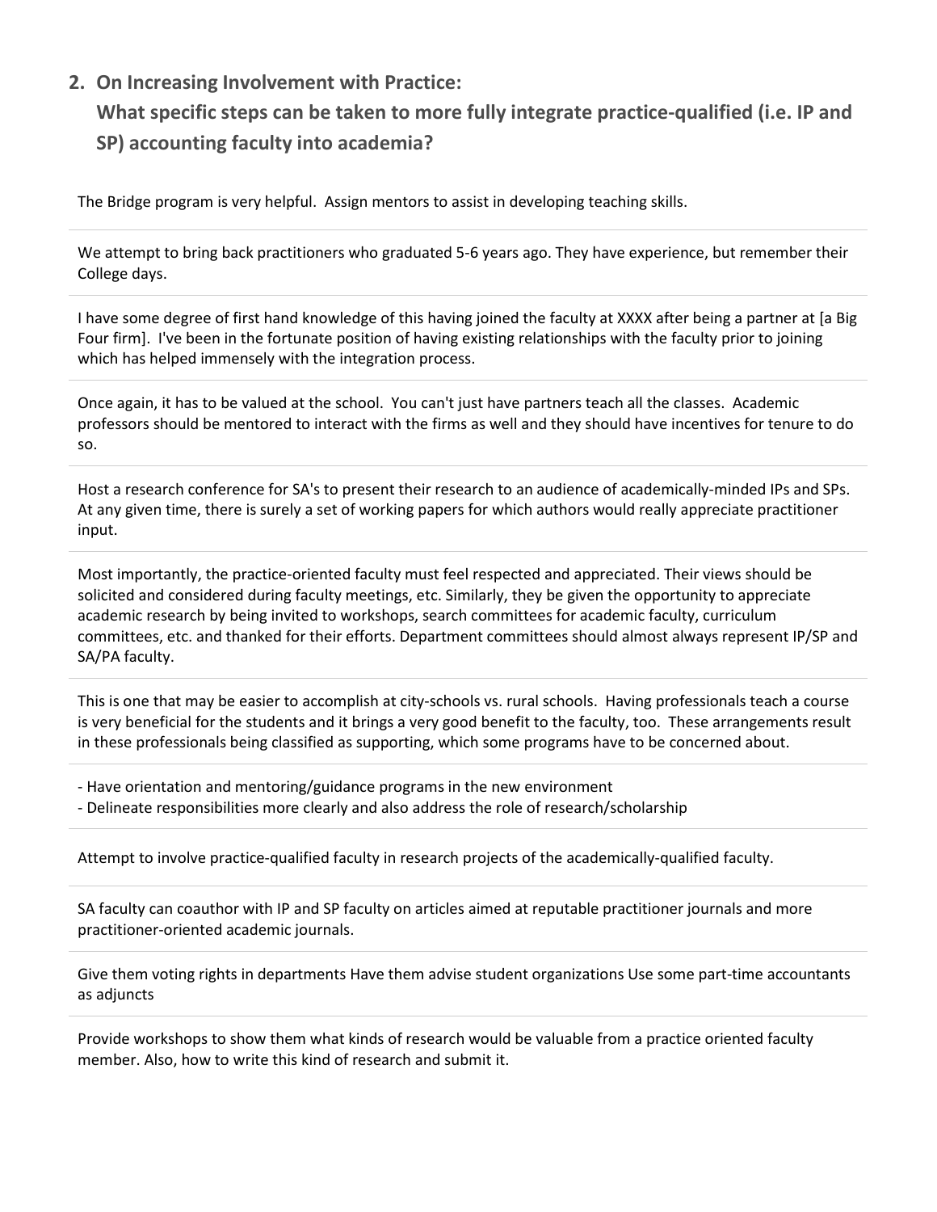## 2. On Increasing Involvement with Practice: What specific steps can be taken to more fully integrate practice-qualified (i.e. IP and SP) accounting faculty into academia?

The Bridge program is very helpful. Assign mentors to assist in developing teaching skills.

---

We attempt to bring back practitioners who graduated 5-6 years ago. They have experience, but remember their College days.

---

I have some degree of first hand knowledge of this having joined the faculty at XXXX after being a partner at [a Big Four firm]. I've been in the fortunate position of having existing relationships with the faculty prior to joining which has helped immensely with the integration process.

---

Once again, it has to be valued at the school. You can't just have partners teach all the classes. Academic professors should be mentored to interact with the firms as well and they should have incentives for tenure to do so.

---

Host a research conference for SA's to present their research to an audience of academically-minded IPs and SPs. At any given time, there is surely a set of working papers for which authors would really appreciate practitioner input.

---

Most importantly, the practice-oriented faculty must feel respected and appreciated. Their views should be solicited and considered during faculty meetings, etc. Similarly, they be given the opportunity to appreciate academic research by being invited to workshops, search committees for academic faculty, curriculum committees, etc. and thanked for their efforts. Department committees should almost always represent IP/SP and SA/PA faculty.

---

This is one that may be easier to accomplish at city-schools vs. rural schools. Having professionals teach a course is very beneficial for the students and it brings a very good benefit to the faculty, too. These arrangements result in these professionals being classified as supporting, which some programs have to be concerned about.

---

- Have orientation and mentoring/guidance programs in the new environment
- Delineate responsibilities more clearly and also address the role of research/scholarship

---

Attempt to involve practice-qualified faculty in research projects of the academically-qualified faculty.

---

SA faculty can coauthor with IP and SP faculty on articles aimed at reputable practitioner journals and more practitioner-oriented academic journals.

---

Give them voting rights in departments Have them advise student organizations Use some part-time accountants as adjuncts

---

Provide workshops to show them what kinds of research would be valuable from a practice oriented faculty member. Also, how to write this kind of research and submit it.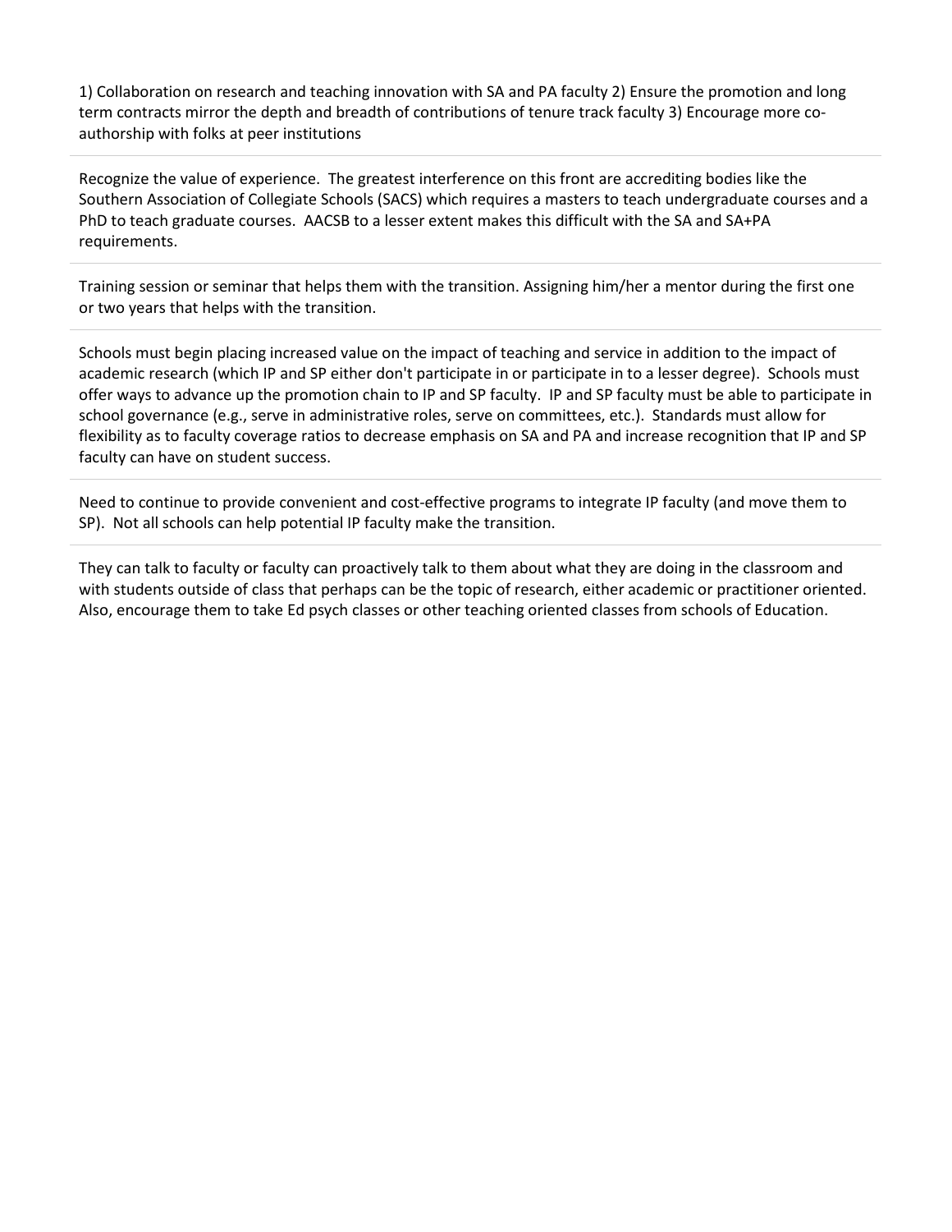1) Collaboration on research and teaching innovation with SA and PA faculty 2) Ensure the promotion and long term contracts mirror the depth and breadth of contributions of tenure track faculty 3) Encourage more co-authorship with folks at peer institutions

---

Recognize the value of experience. The greatest interference on this front are accrediting bodies like the Southern Association of Collegiate Schools (SACS) which requires a masters to teach undergraduate courses and a PhD to teach graduate courses. AACSB to a lesser extent makes this difficult with the SA and SA+PA requirements.

---

Training session or seminar that helps them with the transition. Assigning him/her a mentor during the first one or two years that helps with the transition.

---

Schools must begin placing increased value on the impact of teaching and service in addition to the impact of academic research (which IP and SP either don't participate in or participate in to a lesser degree). Schools must offer ways to advance up the promotion chain to IP and SP faculty. IP and SP faculty must be able to participate in school governance (e.g., serve in administrative roles, serve on committees, etc.). Standards must allow for flexibility as to faculty coverage ratios to decrease emphasis on SA and PA and increase recognition that IP and SP faculty can have on student success.

---

Need to continue to provide convenient and cost-effective programs to integrate IP faculty (and move them to SP). Not all schools can help potential IP faculty make the transition.

---

They can talk to faculty or faculty can proactively talk to them about what they are doing in the classroom and with students outside of class that perhaps can be the topic of research, either academic or practitioner oriented. Also, encourage them to take Ed psych classes or other teaching oriented classes from schools of Education.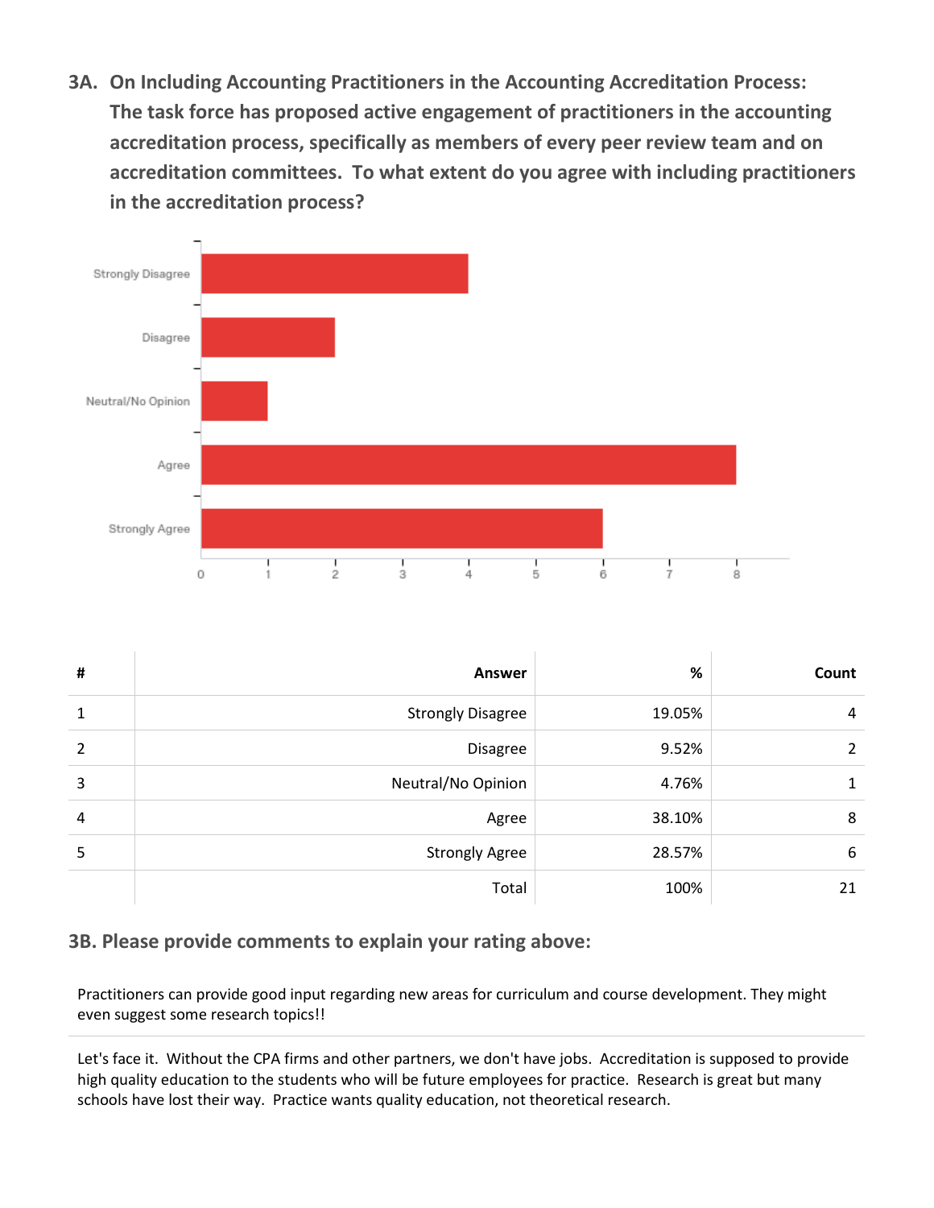### 3A. On Including Accounting Practitioners in the Accounting Accreditation Process: The task force has proposed active engagement of practitioners in the accounting accreditation process, specifically as members of every peer review team and on accreditation committees. To what extent do you agree with including practitioners in the accreditation process?

| # | Answer | % | Count |
|---|---|---|---|
| 1 | Strongly Disagree | 19.05% | 4 |
| 2 | Disagree | 9.52% | 2 |
| 3 | Neutral/No Opinion | 4.76% | 1 |
| 4 | Agree | 38.10% | 8 |
| 5 | Strongly Agree | 28.57% | 6 |
| | Total | 100% | 21 |

### 3B. Please provide comments to explain your rating above:

Practitioners can provide good input regarding new areas for curriculum and course development. They might even suggest some research topics!!

---

Let's face it. Without the CPA firms and other partners, we don't have jobs. Accreditation is supposed to provide high quality education to the students who will be future employees for practice. Research is great but many schools have lost their way. Practice wants quality education, not theoretical research.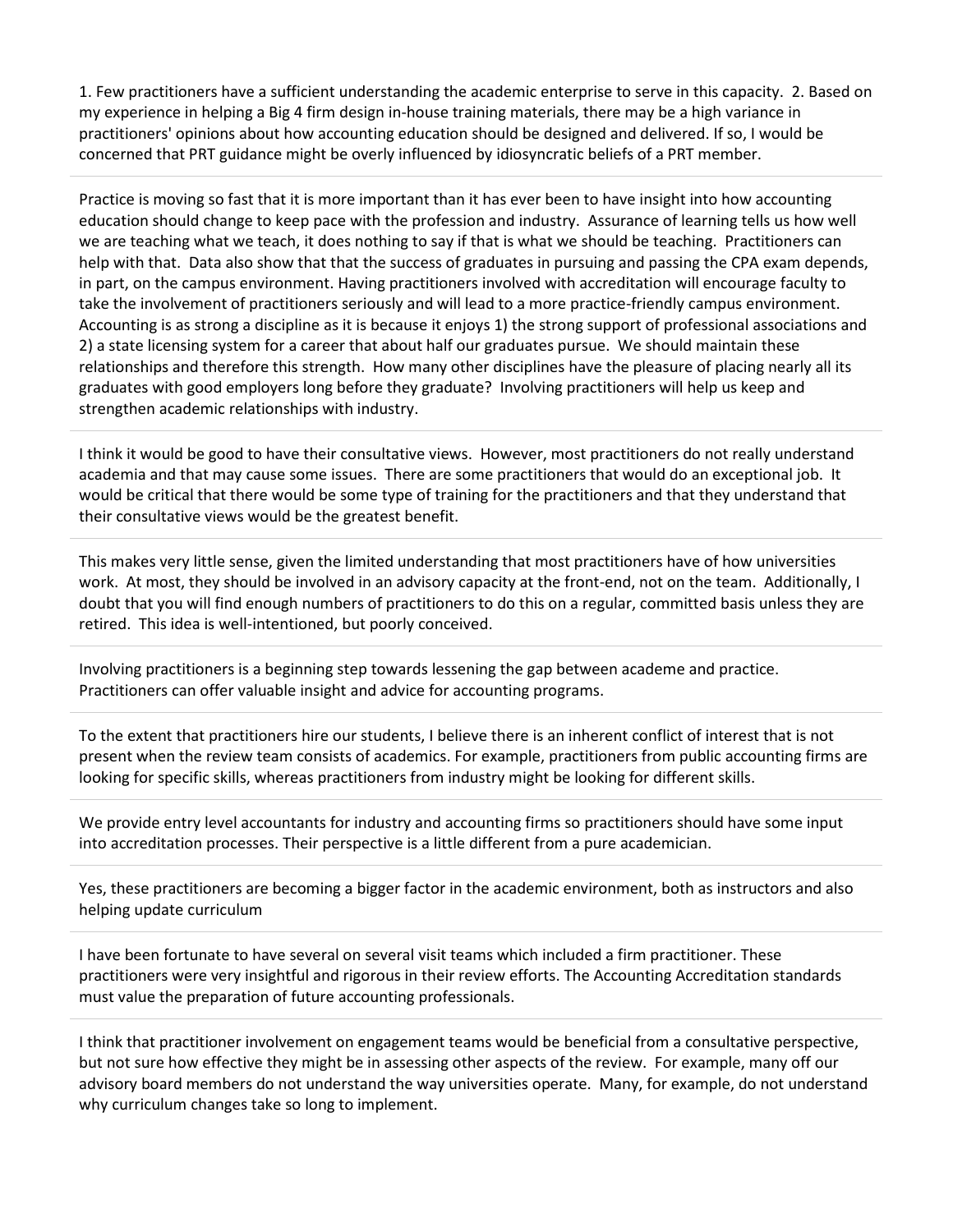1. Few practitioners have a sufficient understanding the academic enterprise to serve in this capacity. 2. Based on my experience in helping a Big 4 firm design in-house training materials, there may be a high variance in practitioners' opinions about how accounting education should be designed and delivered. If so, I would be concerned that PRT guidance might be overly influenced by idiosyncratic beliefs of a PRT member.

---

Practice is moving so fast that it is more important than it has ever been to have insight into how accounting education should change to keep pace with the profession and industry. Assurance of learning tells us how well we are teaching what we teach, it does nothing to say if that is what we should be teaching. Practitioners can help with that. Data also show that that the success of graduates in pursuing and passing the CPA exam depends, in part, on the campus environment. Having practitioners involved with accreditation will encourage faculty to take the involvement of practitioners seriously and will lead to a more practice-friendly campus environment. Accounting is as strong a discipline as it is because it enjoys 1) the strong support of professional associations and 2) a state licensing system for a career that about half our graduates pursue. We should maintain these relationships and therefore this strength. How many other disciplines have the pleasure of placing nearly all its graduates with good employers long before they graduate? Involving practitioners will help us keep and strengthen academic relationships with industry.

---

I think it would be good to have their consultative views. However, most practitioners do not really understand academia and that may cause some issues. There are some practitioners that would do an exceptional job. It would be critical that there would be some type of training for the practitioners and that they understand that their consultative views would be the greatest benefit.

---

This makes very little sense, given the limited understanding that most practitioners have of how universities work. At most, they should be involved in an advisory capacity at the front-end, not on the team. Additionally, I doubt that you will find enough numbers of practitioners to do this on a regular, committed basis unless they are retired. This idea is well-intentioned, but poorly conceived.

---

Involving practitioners is a beginning step towards lessening the gap between academe and practice. Practitioners can offer valuable insight and advice for accounting programs.

---

To the extent that practitioners hire our students, I believe there is an inherent conflict of interest that is not present when the review team consists of academics. For example, practitioners from public accounting firms are looking for specific skills, whereas practitioners from industry might be looking for different skills.

---

We provide entry level accountants for industry and accounting firms so practitioners should have some input into accreditation processes. Their perspective is a little different from a pure academician.

---

Yes, these practitioners are becoming a bigger factor in the academic environment, both as instructors and also helping update curriculum

---

I have been fortunate to have several on several visit teams which included a firm practitioner. These practitioners were very insightful and rigorous in their review efforts. The Accounting Accreditation standards must value the preparation of future accounting professionals.

---

I think that practitioner involvement on engagement teams would be beneficial from a consultative perspective, but not sure how effective they might be in assessing other aspects of the review. For example, many off our advisory board members do not understand the way universities operate. Many, for example, do not understand why curriculum changes take so long to implement.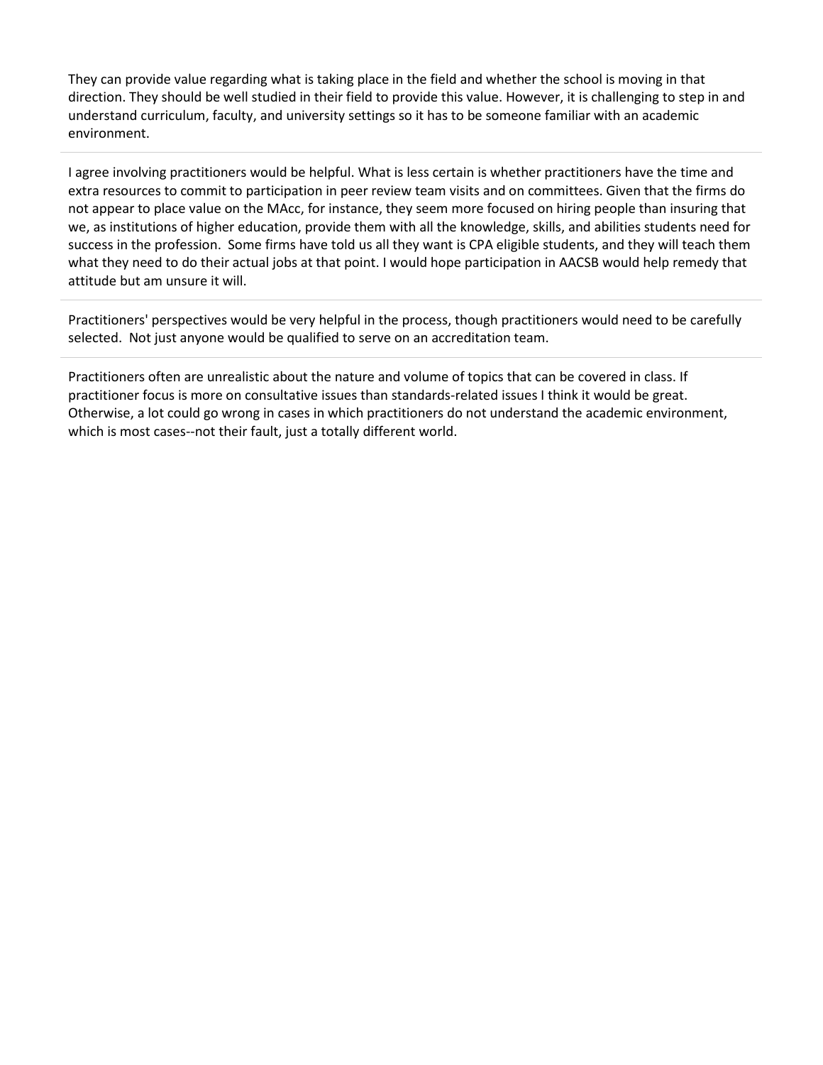They can provide value regarding what is taking place in the field and whether the school is moving in that direction. They should be well studied in their field to provide this value. However, it is challenging to step in and understand curriculum, faculty, and university settings so it has to be someone familiar with an academic environment.

---

I agree involving practitioners would be helpful. What is less certain is whether practitioners have the time and extra resources to commit to participation in peer review team visits and on committees. Given that the firms do not appear to place value on the MAcc, for instance, they seem more focused on hiring people than insuring that we, as institutions of higher education, provide them with all the knowledge, skills, and abilities students need for success in the profession. Some firms have told us all they want is CPA eligible students, and they will teach them what they need to do their actual jobs at that point. I would hope participation in AACSB would help remedy that attitude but am unsure it will.

---

Practitioners' perspectives would be very helpful in the process, though practitioners would need to be carefully selected. Not just anyone would be qualified to serve on an accreditation team.

---

Practitioners often are unrealistic about the nature and volume of topics that can be covered in class. If practitioner focus is more on consultative issues than standards-related issues I think it would be great. Otherwise, a lot could go wrong in cases in which practitioners do not understand the academic environment, which is most cases--not their fault, just a totally different world.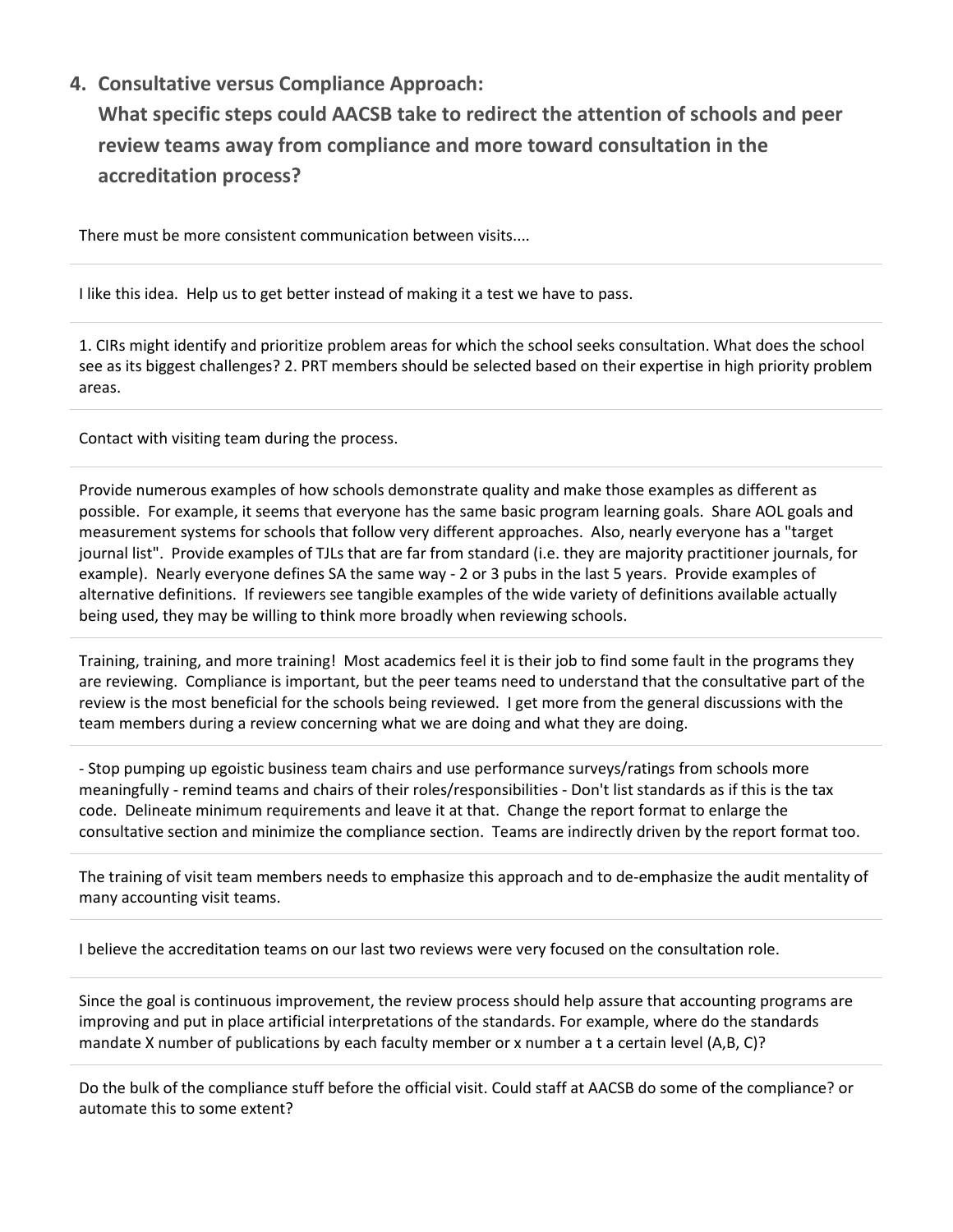## 4. Consultative versus Compliance Approach: What specific steps could AACSB take to redirect the attention of schools and peer review teams away from compliance and more toward consultation in the accreditation process?

There must be more consistent communication between visits....

---

I like this idea. Help us to get better instead of making it a test we have to pass.

---

1. CIRs might identify and prioritize problem areas for which the school seeks consultation. What does the school see as its biggest challenges? 2. PRT members should be selected based on their expertise in high priority problem areas.

---

Contact with visiting team during the process.

---

Provide numerous examples of how schools demonstrate quality and make those examples as different as possible. For example, it seems that everyone has the same basic program learning goals. Share AOL goals and measurement systems for schools that follow very different approaches. Also, nearly everyone has a "target journal list". Provide examples of TJLs that are far from standard (i.e. they are majority practitioner journals, for example). Nearly everyone defines SA the same way - 2 or 3 pubs in the last 5 years. Provide examples of alternative definitions. If reviewers see tangible examples of the wide variety of definitions available actually being used, they may be willing to think more broadly when reviewing schools.

---

Training, training, and more training! Most academics feel it is their job to find some fault in the programs they are reviewing. Compliance is important, but the peer teams need to understand that the consultative part of the review is the most beneficial for the schools being reviewed. I get more from the general discussions with the team members during a review concerning what we are doing and what they are doing.

---

- Stop pumping up egoistic business team chairs and use performance surveys/ratings from schools more meaningfully - remind teams and chairs of their roles/responsibilities - Don't list standards as if this is the tax code. Delineate minimum requirements and leave it at that. Change the report format to enlarge the consultative section and minimize the compliance section. Teams are indirectly driven by the report format too.

---

The training of visit team members needs to emphasize this approach and to de-emphasize the audit mentality of many accounting visit teams.

---

I believe the accreditation teams on our last two reviews were very focused on the consultation role.

---

Since the goal is continuous improvement, the review process should help assure that accounting programs are improving and put in place artificial interpretations of the standards. For example, where do the standards mandate X number of publications by each faculty member or x number a t a certain level (A,B, C)?

---

Do the bulk of the compliance stuff before the official visit. Could staff at AACSB do some of the compliance? or automate this to some extent?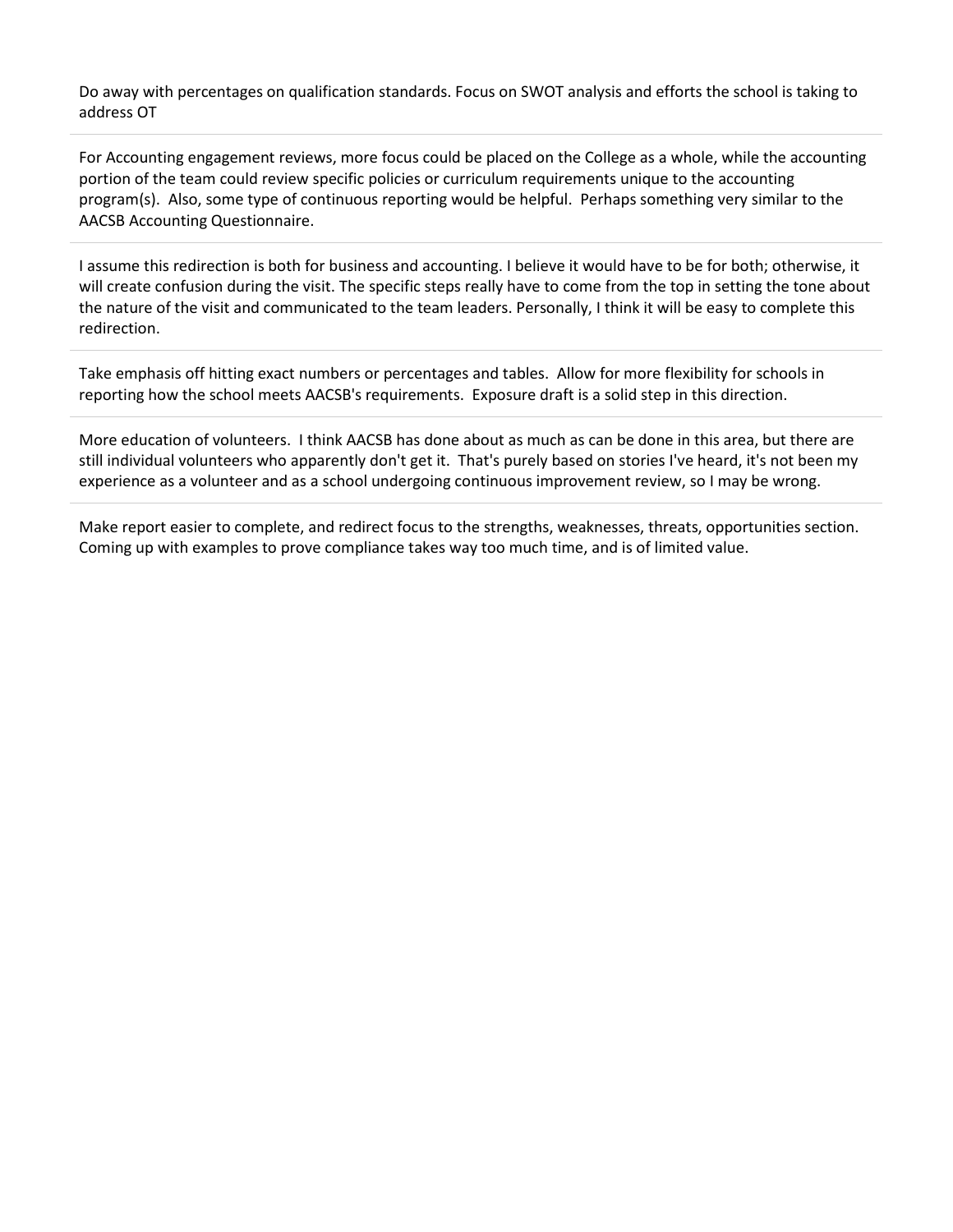Do away with percentages on qualification standards. Focus on SWOT analysis and efforts the school is taking to address OT

---

For Accounting engagement reviews, more focus could be placed on the College as a whole, while the accounting portion of the team could review specific policies or curriculum requirements unique to the accounting program(s). Also, some type of continuous reporting would be helpful. Perhaps something very similar to the AACSB Accounting Questionnaire.

---

I assume this redirection is both for business and accounting. I believe it would have to be for both; otherwise, it will create confusion during the visit. The specific steps really have to come from the top in setting the tone about the nature of the visit and communicated to the team leaders. Personally, I think it will be easy to complete this redirection.

---

Take emphasis off hitting exact numbers or percentages and tables. Allow for more flexibility for schools in reporting how the school meets AACSB's requirements. Exposure draft is a solid step in this direction.

---

More education of volunteers. I think AACSB has done about as much as can be done in this area, but there are still individual volunteers who apparently don't get it. That's purely based on stories I've heard, it's not been my experience as a volunteer and as a school undergoing continuous improvement review, so I may be wrong.

---

Make report easier to complete, and redirect focus to the strengths, weaknesses, threats, opportunities section. Coming up with examples to prove compliance takes way too much time, and is of limited value.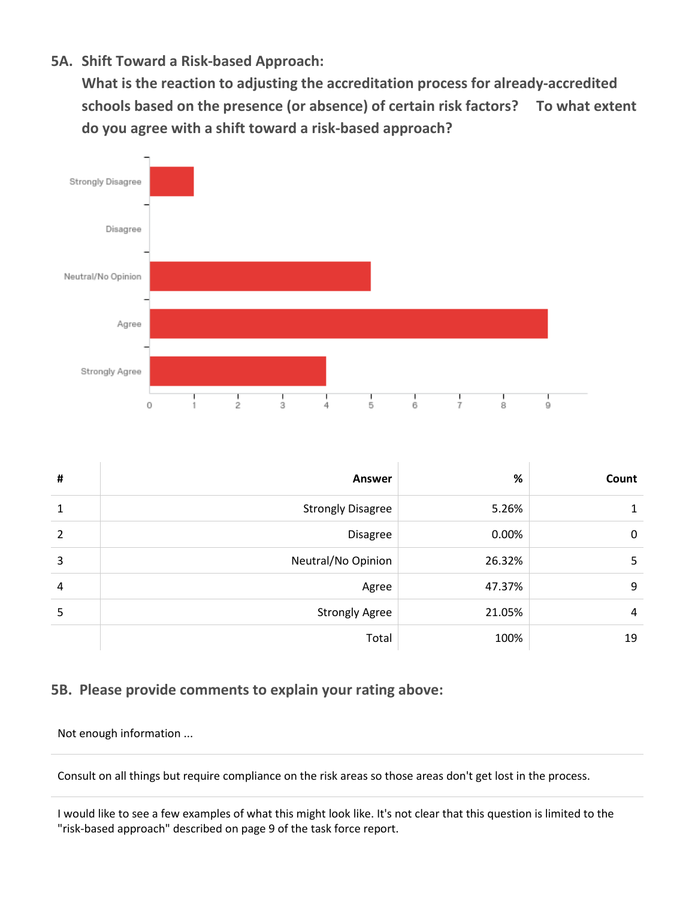### 5A. Shift Toward a Risk-based Approach:

**What is the reaction to adjusting the accreditation process for already-accredited schools based on the presence (or absence) of certain risk factors? To what extent do you agree with a shift toward a risk-based approach?**

| # | Answer | % | Count |
|---|---|---|---|
| 1 | Strongly Disagree | 5.26% | 1 |
| 2 | Disagree | 0.00% | 0 |
| 3 | Neutral/No Opinion | 26.32% | 5 |
| 4 | Agree | 47.37% | 9 |
| 5 | Strongly Agree | 21.05% | 4 |
| | Total | 100% | 19 |

### 5B. Please provide comments to explain your rating above:

Not enough information ...

Consult on all things but require compliance on the risk areas so those areas don't get lost in the process.

I would like to see a few examples of what this might look like. It's not clear that this question is limited to the "risk-based approach" described on page 9 of the task force report.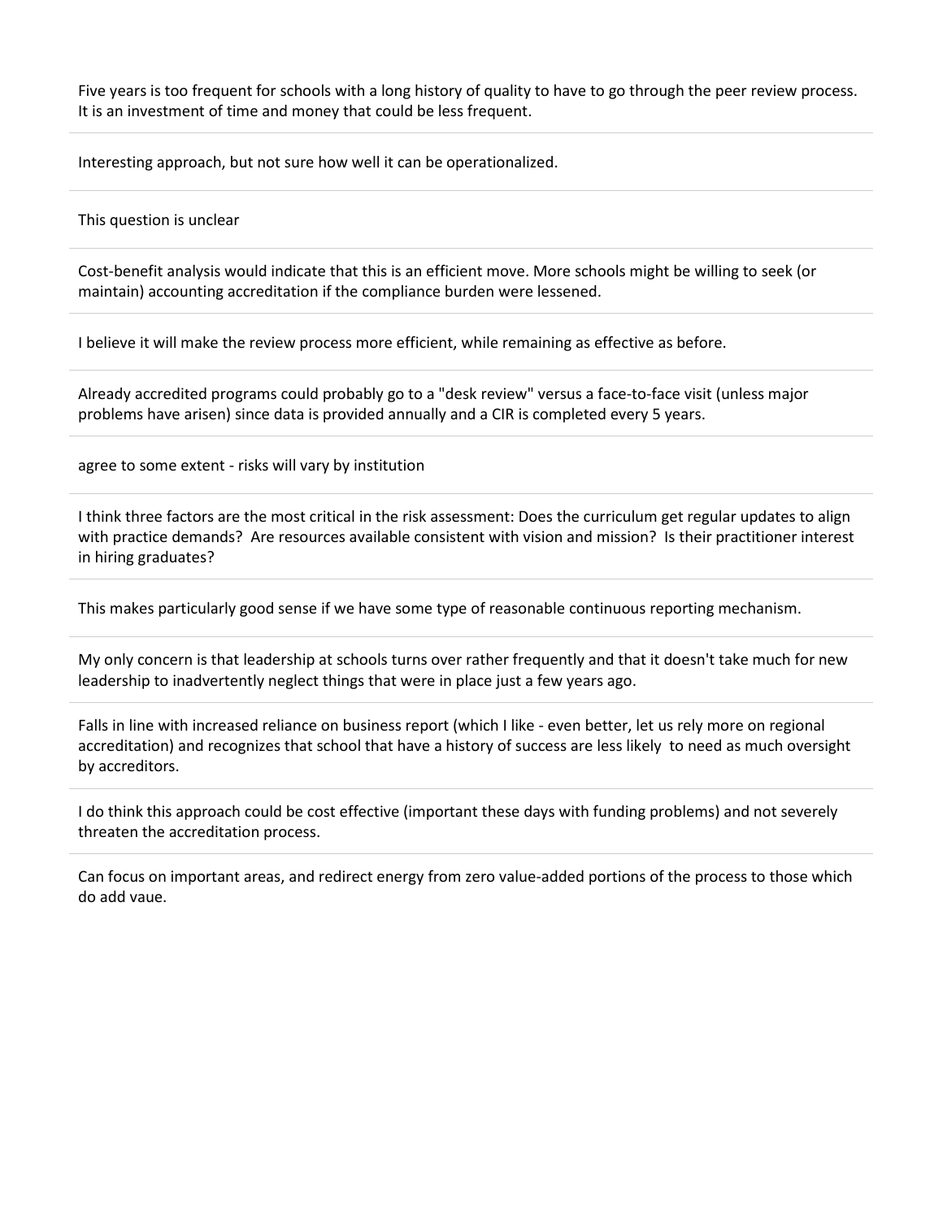Five years is too frequent for schools with a long history of quality to have to go through the peer review process. It is an investment of time and money that could be less frequent.

---

Interesting approach, but not sure how well it can be operationalized.

---

This question is unclear

---

Cost-benefit analysis would indicate that this is an efficient move. More schools might be willing to seek (or maintain) accounting accreditation if the compliance burden were lessened.

---

I believe it will make the review process more efficient, while remaining as effective as before.

---

Already accredited programs could probably go to a "desk review" versus a face-to-face visit (unless major problems have arisen) since data is provided annually and a CIR is completed every 5 years.

---

agree to some extent - risks will vary by institution

---

I think three factors are the most critical in the risk assessment: Does the curriculum get regular updates to align with practice demands? Are resources available consistent with vision and mission? Is their practitioner interest in hiring graduates?

---

This makes particularly good sense if we have some type of reasonable continuous reporting mechanism.

---

My only concern is that leadership at schools turns over rather frequently and that it doesn't take much for new leadership to inadvertently neglect things that were in place just a few years ago.

---

Falls in line with increased reliance on business report (which I like - even better, let us rely more on regional accreditation) and recognizes that school that have a history of success are less likely to need as much oversight by accreditors.

---

I do think this approach could be cost effective (important these days with funding problems) and not severely threaten the accreditation process.

---

Can focus on important areas, and redirect energy from zero value-added portions of the process to those which do add vaue.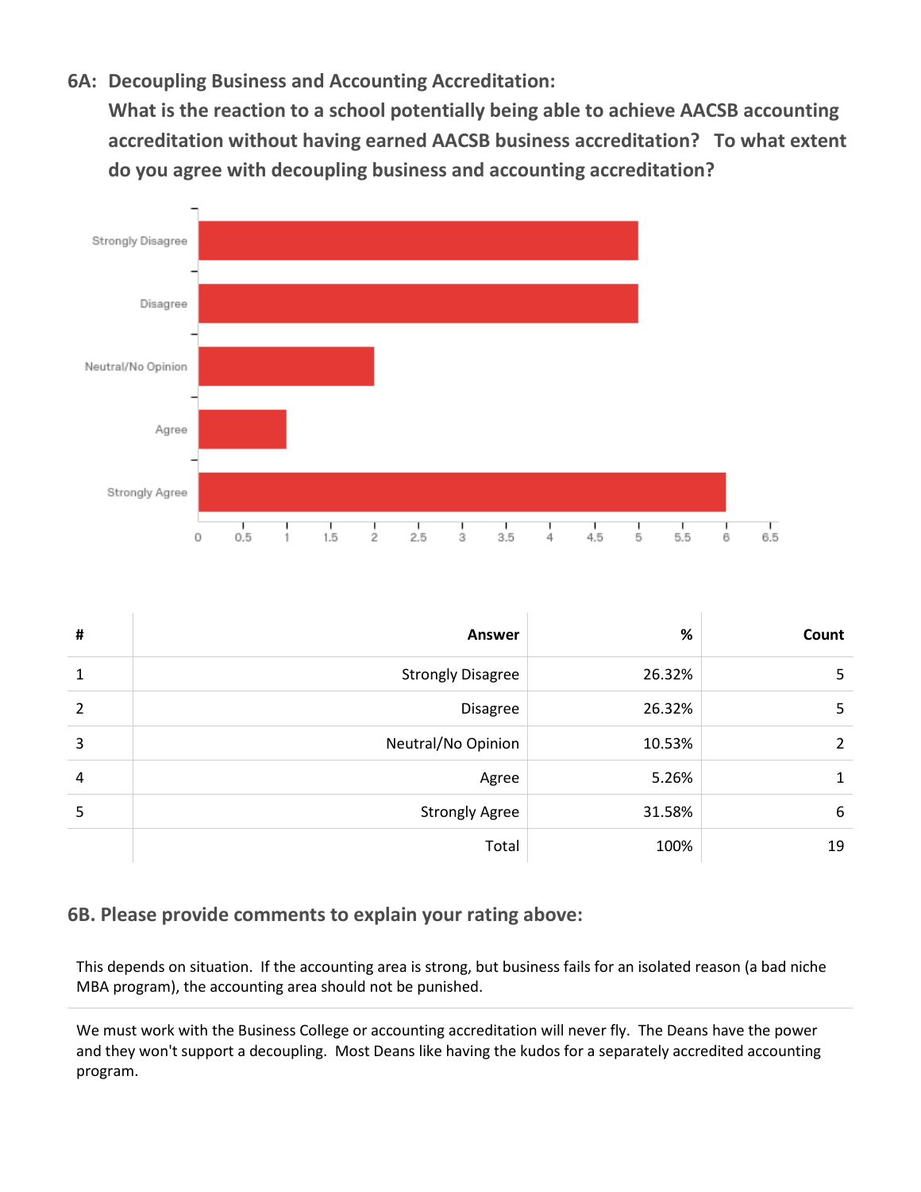### 6A: Decoupling Business and Accounting Accreditation:

**What is the reaction to a school potentially being able to achieve AACSB accounting accreditation without having earned AACSB business accreditation? To what extent do you agree with decoupling business and accounting accreditation?**

| # | Answer | % | Count |
|---|---|---|---|
| 1 | Strongly Disagree | 26.32% | 5 |
| 2 | Disagree | 26.32% | 5 |
| 3 | Neutral/No Opinion | 10.53% | 2 |
| 4 | Agree | 5.26% | 1 |
| 5 | Strongly Agree | 31.58% | 6 |
| | Total | 100% | 19 |

### 6B. Please provide comments to explain your rating above:

This depends on situation. If the accounting area is strong, but business fails for an isolated reason (a bad niche MBA program), the accounting area should not be punished.

---

We must work with the Business College or accounting accreditation will never fly. The Deans have the power and they won't support a decoupling. Most Deans like having the kudos for a separately accredited accounting program.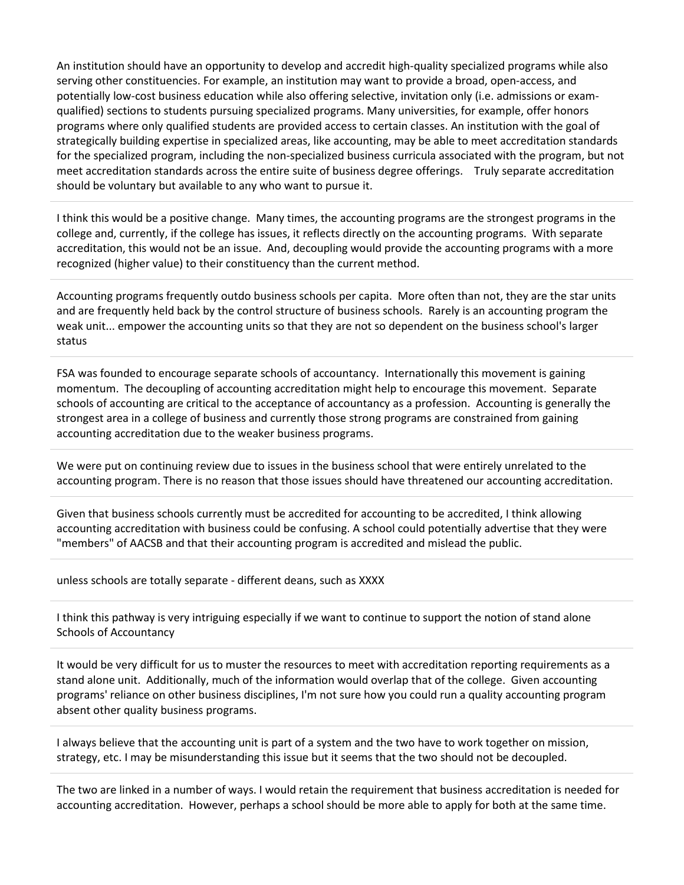An institution should have an opportunity to develop and accredit high-quality specialized programs while also serving other constituencies. For example, an institution may want to provide a broad, open-access, and potentially low-cost business education while also offering selective, invitation only (i.e. admissions or exam-qualified) sections to students pursuing specialized programs. Many universities, for example, offer honors programs where only qualified students are provided access to certain classes. An institution with the goal of strategically building expertise in specialized areas, like accounting, may be able to meet accreditation standards for the specialized program, including the non-specialized business curricula associated with the program, but not meet accreditation standards across the entire suite of business degree offerings.   Truly separate accreditation should be voluntary but available to any who want to pursue it.

---

I think this would be a positive change.  Many times, the accounting programs are the strongest programs in the college and, currently, if the college has issues, it reflects directly on the accounting programs.  With separate accreditation, this would not be an issue.  And, decoupling would provide the accounting programs with a more recognized (higher value) to their constituency than the current method.

---

Accounting programs frequently outdo business schools per capita.  More often than not, they are the star units and are frequently held back by the control structure of business schools.  Rarely is an accounting program the weak unit... empower the accounting units so that they are not so dependent on the business school's larger status

---

FSA was founded to encourage separate schools of accountancy.  Internationally this movement is gaining momentum.  The decoupling of accounting accreditation might help to encourage this movement.  Separate schools of accounting are critical to the acceptance of accountancy as a profession.  Accounting is generally the strongest area in a college of business and currently those strong programs are constrained from gaining accounting accreditation due to the weaker business programs.

---

We were put on continuing review due to issues in the business school that were entirely unrelated to the accounting program. There is no reason that those issues should have threatened our accounting accreditation.

---

Given that business schools currently must be accredited for accounting to be accredited, I think allowing accounting accreditation with business could be confusing. A school could potentially advertise that they were "members" of AACSB and that their accounting program is accredited and mislead the public.

---

unless schools are totally separate - different deans, such as XXXX

---

I think this pathway is very intriguing especially if we want to continue to support the notion of stand alone Schools of Accountancy

---

It would be very difficult for us to muster the resources to meet with accreditation reporting requirements as a stand alone unit.  Additionally, much of the information would overlap that of the college.  Given accounting programs' reliance on other business disciplines, I'm not sure how you could run a quality accounting program absent other quality business programs.

---

I always believe that the accounting unit is part of a system and the two have to work together on mission, strategy, etc. I may be misunderstanding this issue but it seems that the two should not be decoupled.

---

The two are linked in a number of ways. I would retain the requirement that business accreditation is needed for accounting accreditation.  However, perhaps a school should be more able to apply for both at the same time.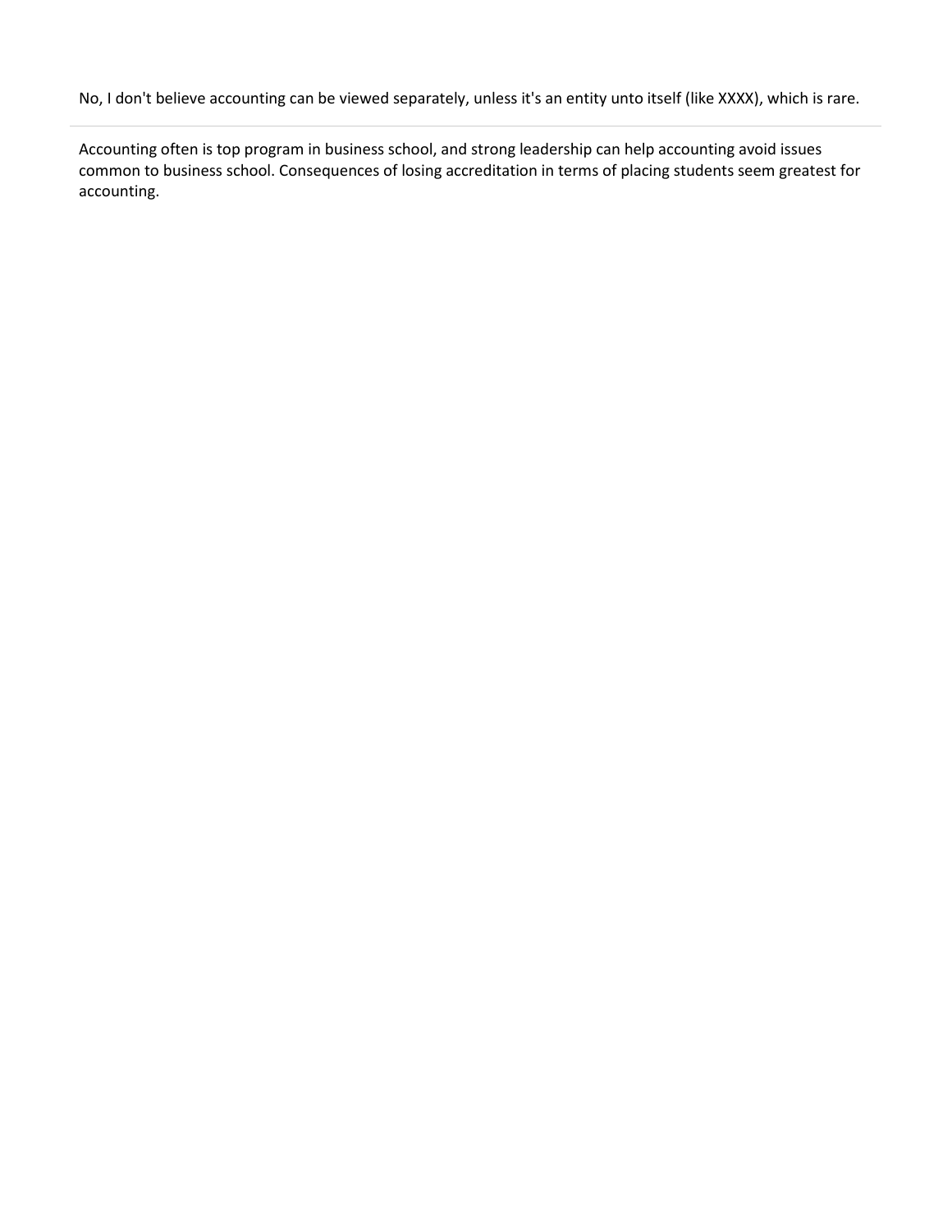No, I don't believe accounting can be viewed separately, unless it's an entity unto itself (like XXXX), which is rare.

---

Accounting often is top program in business school, and strong leadership can help accounting avoid issues common to business school. Consequences of losing accreditation in terms of placing students seem greatest for accounting.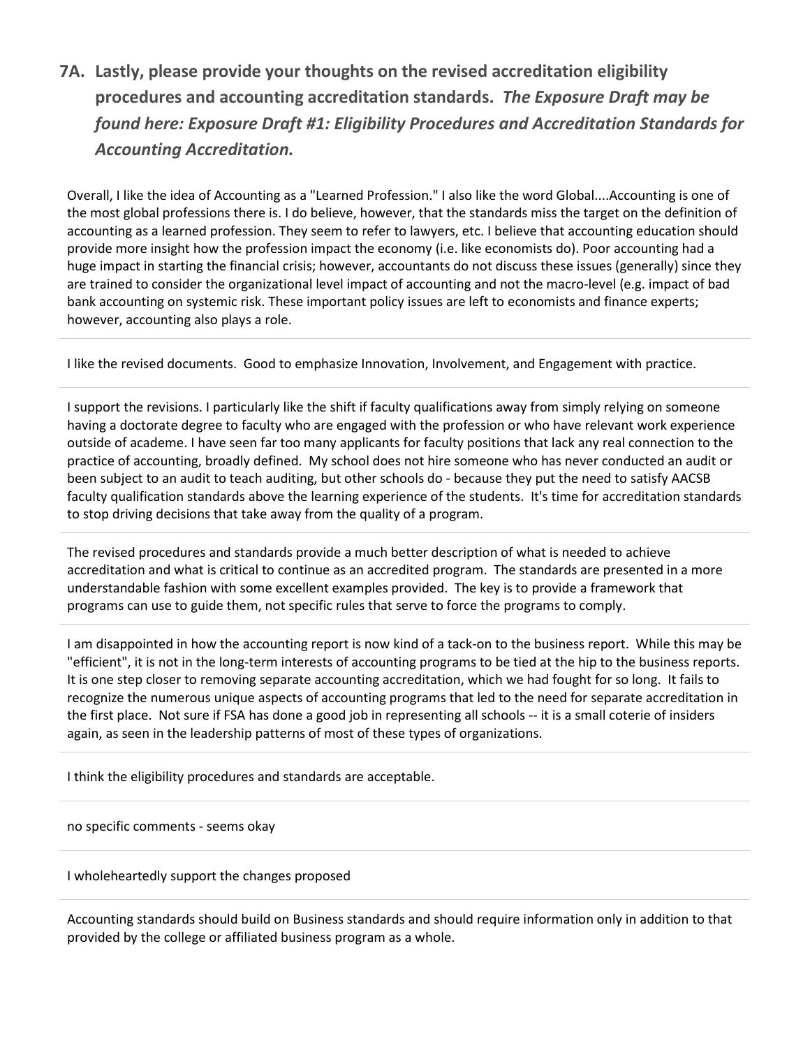## 7A. Lastly, please provide your thoughts on the revised accreditation eligibility procedures and accounting accreditation standards. *The Exposure Draft may be found here: Exposure Draft #1: Eligibility Procedures and Accreditation Standards for Accounting Accreditation.*

Overall, I like the idea of Accounting as a "Learned Profession." I also like the word Global....Accounting is one of the most global professions there is. I do believe, however, that the standards miss the target on the definition of accounting as a learned profession. They seem to refer to lawyers, etc. I believe that accounting education should provide more insight how the profession impact the economy (i.e. like economists do). Poor accounting had a huge impact in starting the financial crisis; however, accountants do not discuss these issues (generally) since they are trained to consider the organizational level impact of accounting and not the macro-level (e.g. impact of bad bank accounting on systemic risk. These important policy issues are left to economists and finance experts; however, accounting also plays a role.

---

I like the revised documents. Good to emphasize Innovation, Involvement, and Engagement with practice.

---

I support the revisions. I particularly like the shift if faculty qualifications away from simply relying on someone having a doctorate degree to faculty who are engaged with the profession or who have relevant work experience outside of academe. I have seen far too many applicants for faculty positions that lack any real connection to the practice of accounting, broadly defined. My school does not hire someone who has never conducted an audit or been subject to an audit to teach auditing, but other schools do - because they put the need to satisfy AACSB faculty qualification standards above the learning experience of the students. It's time for accreditation standards to stop driving decisions that take away from the quality of a program.

---

The revised procedures and standards provide a much better description of what is needed to achieve accreditation and what is critical to continue as an accredited program. The standards are presented in a more understandable fashion with some excellent examples provided. The key is to provide a framework that programs can use to guide them, not specific rules that serve to force the programs to comply.

---

I am disappointed in how the accounting report is now kind of a tack-on to the business report. While this may be "efficient", it is not in the long-term interests of accounting programs to be tied at the hip to the business reports. It is one step closer to removing separate accounting accreditation, which we had fought for so long. It fails to recognize the numerous unique aspects of accounting programs that led to the need for separate accreditation in the first place. Not sure if FSA has done a good job in representing all schools -- it is a small coterie of insiders again, as seen in the leadership patterns of most of these types of organizations.

---

I think the eligibility procedures and standards are acceptable.

---

no specific comments - seems okay

---

I wholeheartedly support the changes proposed

---

Accounting standards should build on Business standards and should require information only in addition to that provided by the college or affiliated business program as a whole.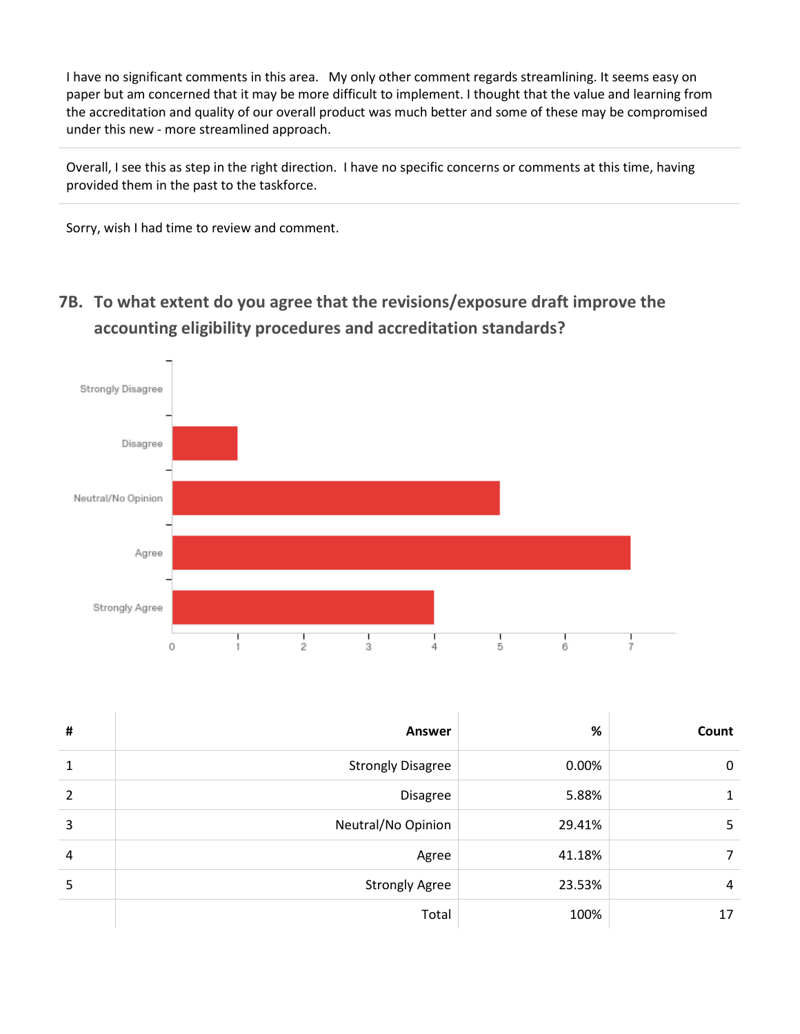I have no significant comments in this area.   My only other comment regards streamlining. It seems easy on paper but am concerned that it may be more difficult to implement. I thought that the value and learning from the accreditation and quality of our overall product was much better and some of these may be compromised under this new - more streamlined approach.

---

Overall, I see this as step in the right direction.  I have no specific concerns or comments at this time, having provided them in the past to the taskforce.

---

Sorry, wish I had time to review and comment.

## 7B. To what extent do you agree that the revisions/exposure draft improve the accounting eligibility procedures and accreditation standards?

Strongly Disagree
Disagree
Neutral/No Opinion
Agree
Strongly Agree

0 1 2 3 4 5 6 7

| # | Answer | % | Count |
|---|---|---|---|
| 1 | Strongly Disagree | 0.00% | 0 |
| 2 | Disagree | 5.88% | 1 |
| 3 | Neutral/No Opinion | 29.41% | 5 |
| 4 | Agree | 41.18% | 7 |
| 5 | Strongly Agree | 23.53% | 4 |
| | Total | 100% | 17 |